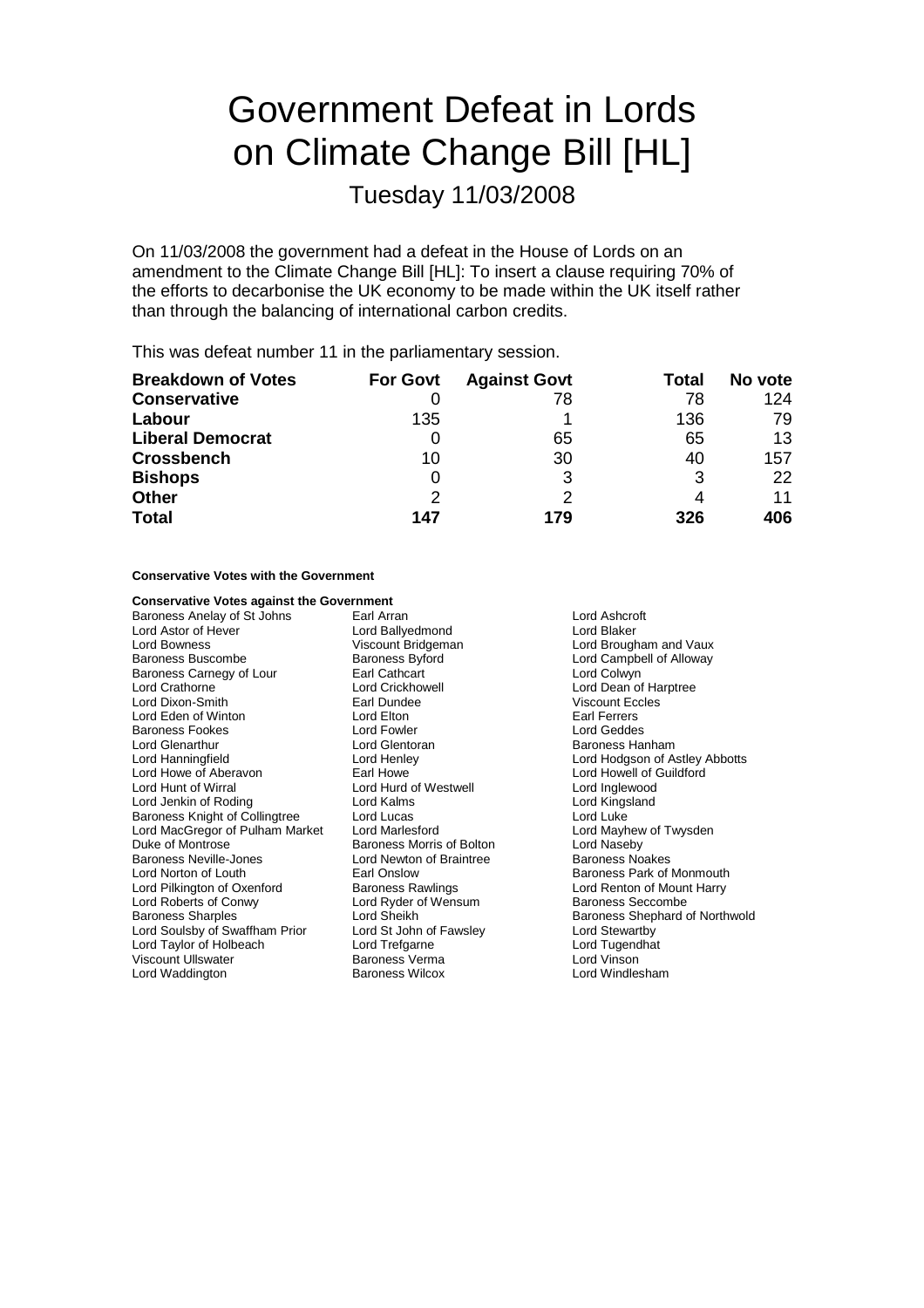# Government Defeat in Lords on Climate Change Bill [HL]

## Tuesday 11/03/2008

On 11/03/2008 the government had a defeat in the House of Lords on an amendment to the Climate Change Bill [HL]: To insert a clause requiring 70% of the efforts to decarbonise the UK economy to be made within the UK itself rather than through the balancing of international carbon credits.

This was defeat number 11 in the parliamentary session.

| Breakdown of Votes | For Govt | Against Govt | Total | No vote |
|---|---|---|---|---|
| **Conservative** | 0 | 78 | 78 | 124 |
| **Labour** | 135 | 1 | 136 | 79 |
| **Liberal Democrat** | 0 | 65 | 65 | 13 |
| **Crossbench** | 10 | 30 | 40 | 157 |
| **Bishops** | 0 | 3 | 3 | 22 |
| **Other** | 2 | 2 | 4 | 11 |
| **Total** | **147** | **179** | **326** | **406** |

**Conservative Votes with the Government**

**Conservative Votes against the Government**

Baroness Anelay of St Johns
Earl Arran
Lord Ashcroft
Lord Astor of Hever
Lord Ballyedmond
Lord Blaker
Lord Bowness
Viscount Bridgeman
Lord Brougham and Vaux
Baroness Buscombe
Baroness Byford
Lord Campbell of Alloway
Baroness Carnegy of Lour
Earl Cathcart
Lord Colwyn
Lord Crathorne
Lord Crickhowell
Lord Dean of Harptree
Lord Dixon-Smith
Earl Dundee
Viscount Eccles
Lord Eden of Winton
Lord Elton
Earl Ferrers
Baroness Fookes
Lord Fowler
Lord Geddes
Lord Glenarthur
Lord Glentoran
Baroness Hanham
Lord Hanningfield
Lord Henley
Lord Hodgson of Astley Abbotts
Lord Howe of Aberavon
Earl Howe
Lord Howell of Guildford
Lord Hunt of Wirral
Lord Hurd of Westwell
Lord Inglewood
Lord Jenkin of Roding
Lord Kalms
Lord Kingsland
Baroness Knight of Collingtree
Lord Lucas
Lord Luke
Lord MacGregor of Pulham Market
Lord Marlesford
Lord Mayhew of Twysden
Duke of Montrose
Baroness Morris of Bolton
Lord Naseby
Baroness Neville-Jones
Lord Newton of Braintree
Baroness Noakes
Lord Norton of Louth
Earl Onslow
Baroness Park of Monmouth
Lord Pilkington of Oxenford
Baroness Rawlings
Lord Renton of Mount Harry
Lord Roberts of Conwy
Lord Ryder of Wensum
Baroness Seccombe
Baroness Sharples
Lord Sheikh
Baroness Shephard of Northwold
Lord Soulsby of Swaffham Prior
Lord St John of Fawsley
Lord Stewartby
Lord Taylor of Holbeach
Lord Trefgarne
Lord Tugendhat
Viscount Ullswater
Baroness Verma
Lord Vinson
Lord Waddington
Baroness Wilcox
Lord Windlesham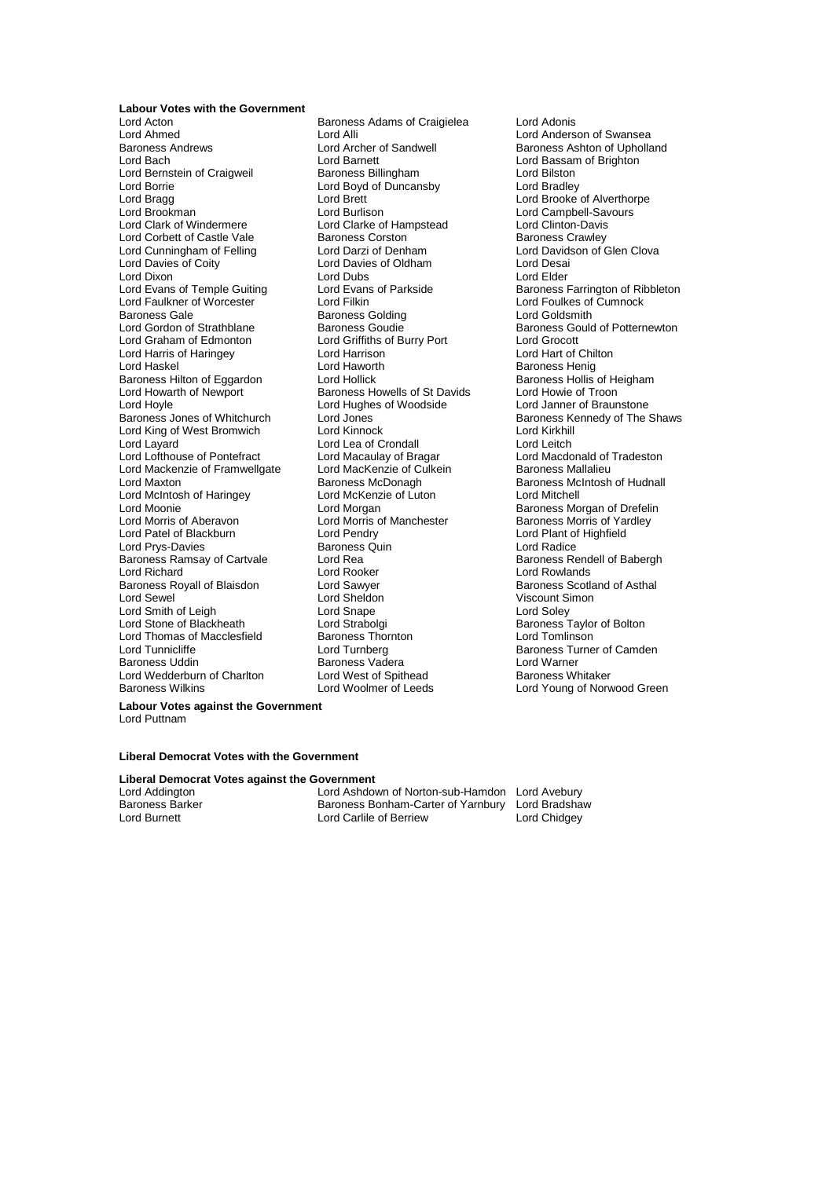**Labour Votes with the Government**

Lord Acton
Baroness Adams of Craigielea
Lord Adonis
Lord Ahmed
Lord Alli
Lord Anderson of Swansea
Baroness Andrews
Lord Archer of Sandwell
Baroness Ashton of Upholland
Lord Bach
Lord Barnett
Lord Bassam of Brighton
Lord Bernstein of Craigweil
Baroness Billingham
Lord Bilston
Lord Borrie
Lord Boyd of Duncansby
Lord Bradley
Lord Bragg
Lord Brett
Lord Brooke of Alverthorpe
Lord Brookman
Lord Burlison
Lord Campbell-Savours
Lord Clark of Windermere
Lord Clarke of Hampstead
Lord Clinton-Davis
Lord Corbett of Castle Vale
Baroness Corston
Baroness Crawley
Lord Cunningham of Felling
Lord Darzi of Denham
Lord Davidson of Glen Clova
Lord Davies of Coity
Lord Davies of Oldham
Lord Desai
Lord Dixon
Lord Dubs
Lord Elder
Lord Evans of Temple Guiting
Lord Evans of Parkside
Baroness Farrington of Ribbleton
Lord Faulkner of Worcester
Lord Filkin
Lord Foulkes of Cumnock
Baroness Gale
Baroness Golding
Lord Goldsmith
Lord Gordon of Strathblane
Baroness Goudie
Baroness Gould of Potternewton
Lord Graham of Edmonton
Lord Griffiths of Burry Port
Lord Grocott
Lord Harris of Haringey
Lord Harrison
Lord Hart of Chilton
Lord Haskel
Lord Haworth
Baroness Henig
Baroness Hilton of Eggardon
Lord Hollick
Baroness Hollis of Heigham
Lord Howarth of Newport
Baroness Howells of St Davids
Lord Howie of Troon
Lord Hoyle
Lord Hughes of Woodside
Lord Janner of Braunstone
Baroness Jones of Whitchurch
Lord Jones
Baroness Kennedy of The Shaws
Lord King of West Bromwich
Lord Kinnock
Lord Kirkhill
Lord Layard
Lord Lea of Crondall
Lord Leitch
Lord Lofthouse of Pontefract
Lord Macaulay of Bragar
Lord Macdonald of Tradeston
Lord Mackenzie of Framwellgate
Lord MacKenzie of Culkein
Baroness Mallalieu
Lord Maxton
Baroness McDonagh
Baroness McIntosh of Hudnall
Lord McIntosh of Haringey
Lord McKenzie of Luton
Lord Mitchell
Lord Moonie
Lord Morgan
Baroness Morgan of Drefelin
Lord Morris of Aberavon
Lord Morris of Manchester
Baroness Morris of Yardley
Lord Patel of Blackburn
Lord Pendry
Lord Plant of Highfield
Lord Prys-Davies
Baroness Quin
Lord Radice
Baroness Ramsay of Cartvale
Lord Rea
Baroness Rendell of Babergh
Lord Richard
Lord Rooker
Lord Rowlands
Baroness Royall of Blaisdon
Lord Sawyer
Baroness Scotland of Asthal
Lord Sewel
Lord Sheldon
Viscount Simon
Lord Smith of Leigh
Lord Snape
Lord Soley
Lord Stone of Blackheath
Lord Strabolgi
Baroness Taylor of Bolton
Lord Thomas of Macclesfield
Baroness Thornton
Lord Tomlinson
Lord Tunnicliffe
Lord Turnberg
Baroness Turner of Camden
Baroness Uddin
Baroness Vadera
Lord Warner
Lord Wedderburn of Charlton
Lord West of Spithead
Baroness Whitaker
Baroness Wilkins
Lord Woolmer of Leeds
Lord Young of Norwood Green

**Labour Votes against the Government**

Lord Puttnam

**Liberal Democrat Votes with the Government**

**Liberal Democrat Votes against the Government**

Lord Addington
Lord Ashdown of Norton-sub-Hamdon
Lord Avebury
Baroness Barker
Baroness Bonham-Carter of Yarnbury
Lord Bradshaw
Lord Burnett
Lord Carlile of Berriew
Lord Chidgey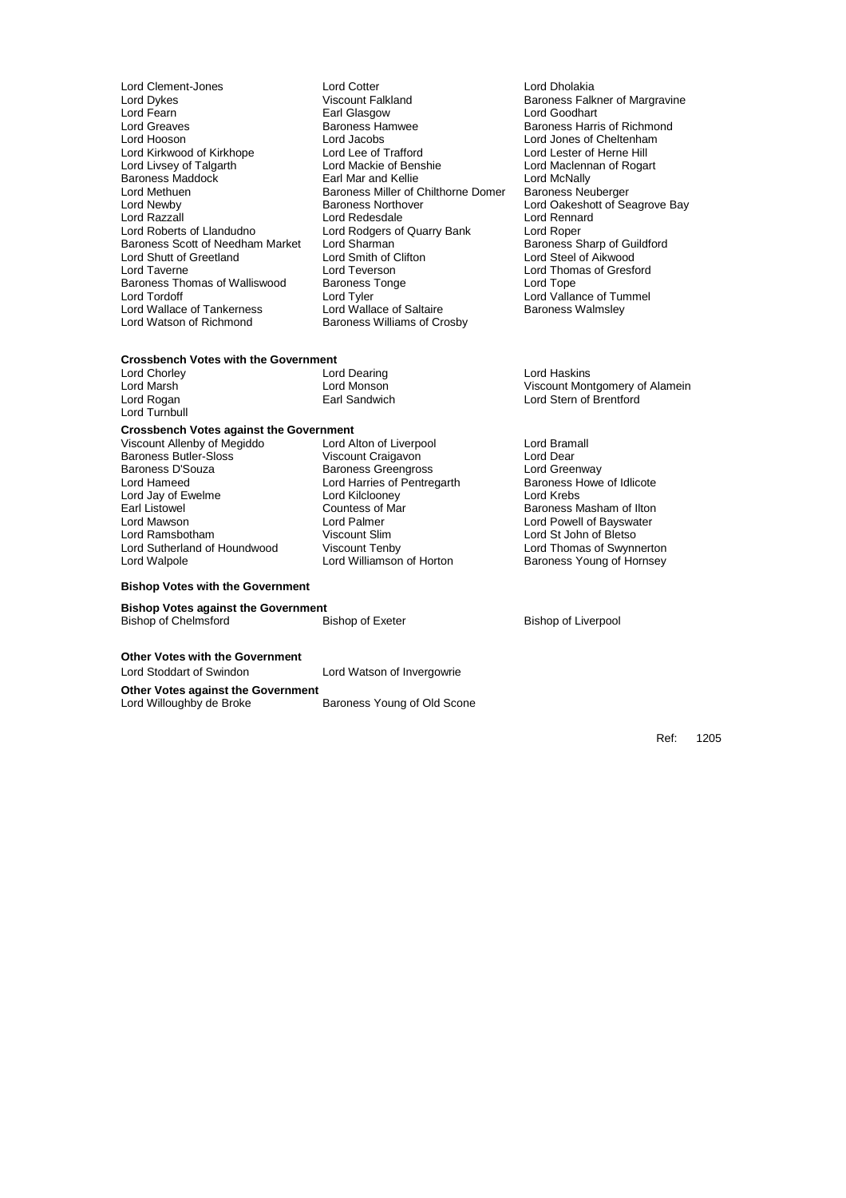Lord Clement-Jones
Lord Cotter
Lord Dholakia
Lord Dykes
Viscount Falkland
Baroness Falkner of Margravine
Lord Fearn
Earl Glasgow
Lord Goodhart
Lord Greaves
Baroness Hamwee
Baroness Harris of Richmond
Lord Hooson
Lord Jacobs
Lord Jones of Cheltenham
Lord Kirkwood of Kirkhope
Lord Lee of Trafford
Lord Lester of Herne Hill
Lord Livsey of Talgarth
Lord Mackie of Benshie
Lord Maclennan of Rogart
Baroness Maddock
Earl Mar and Kellie
Lord McNally
Lord Methuen
Baroness Miller of Chilthorne Domer
Baroness Neuberger
Lord Newby
Baroness Northover
Lord Oakeshott of Seagrove Bay
Lord Razzall
Lord Redesdale
Lord Rennard
Lord Roberts of Llandudno
Lord Rodgers of Quarry Bank
Lord Roper
Baroness Scott of Needham Market
Lord Sharman
Baroness Sharp of Guildford
Lord Shutt of Greetland
Lord Smith of Clifton
Lord Steel of Aikwood
Lord Taverne
Lord Teverson
Lord Thomas of Gresford
Baroness Thomas of Walliswood
Baroness Tonge
Lord Tope
Lord Tordoff
Lord Tyler
Lord Vallance of Tummel
Lord Wallace of Tankerness
Lord Wallace of Saltaire
Baroness Walmsley
Lord Watson of Richmond
Baroness Williams of Crosby

**Crossbench Votes with the Government**

Lord Chorley
Lord Dearing
Lord Haskins
Lord Marsh
Lord Monson
Viscount Montgomery of Alamein
Lord Rogan
Earl Sandwich
Lord Stern of Brentford
Lord Turnbull

**Crossbench Votes against the Government**

Viscount Allenby of Megiddo
Lord Alton of Liverpool
Lord Bramall
Baroness Butler-Sloss
Viscount Craigavon
Lord Dear
Baroness D'Souza
Baroness Greengross
Lord Greenway
Lord Hameed
Lord Harries of Pentregarth
Baroness Howe of Idlicote
Lord Jay of Ewelme
Lord Kilclooney
Lord Krebs
Earl Listowel
Countess of Mar
Baroness Masham of Ilton
Lord Mawson
Lord Palmer
Lord Powell of Bayswater
Lord Ramsbotham
Viscount Slim
Lord St John of Bletso
Lord Sutherland of Houndwood
Viscount Tenby
Lord Thomas of Swynnerton
Lord Walpole
Lord Williamson of Horton
Baroness Young of Hornsey

**Bishop Votes with the Government**

**Bishop Votes against the Government**

Bishop of Chelmsford
Bishop of Exeter
Bishop of Liverpool

**Other Votes with the Government**

Lord Stoddart of Swindon
Lord Watson of Invergowrie

**Other Votes against the Government**

Lord Willoughby de Broke
Baroness Young of Old Scone

Ref: 1205